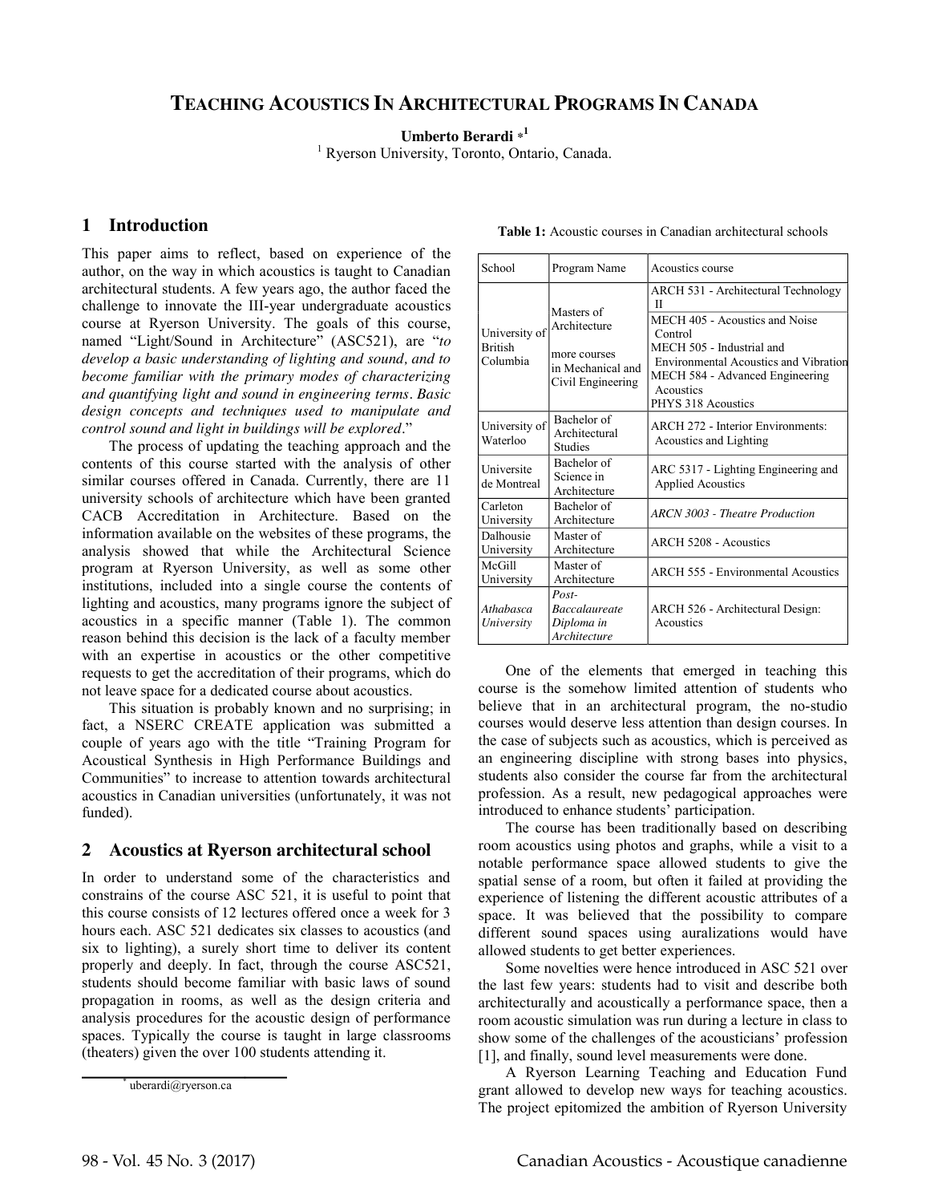# Teaching Acoustics In Architectural Programs In Canada

**Umberto Berardi** *[1]

[1] Ryerson University, Toronto, Ontario, Canada.

## 1 Introduction

This paper aims to reflect, based on experience of the author, on the way in which acoustics is taught to Canadian architectural students. A few years ago, the author faced the challenge to innovate the III-year undergraduate acoustics course at Ryerson University. The goals of this course, named "Light/Sound in Architecture" (ASC521), are "*to develop a basic understanding of lighting and sound, and to become familiar with the primary modes of characterizing and quantifying light and sound in engineering terms. Basic design concepts and techniques used to manipulate and control sound and light in buildings will be explored*."

The process of updating the teaching approach and the contents of this course started with the analysis of other similar courses offered in Canada. Currently, there are 11 university schools of architecture which have been granted CACB Accreditation in Architecture. Based on the information available on the websites of these programs, the analysis showed that while the Architectural Science program at Ryerson University, as well as some other institutions, included into a single course the contents of lighting and acoustics, many programs ignore the subject of acoustics in a specific manner (Table 1). The common reason behind this decision is the lack of a faculty member with an expertise in acoustics or the other competitive requests to get the accreditation of their programs, which do not leave space for a dedicated course about acoustics.

This situation is probably known and no surprising; in fact, a NSERC CREATE application was submitted a couple of years ago with the title "Training Program for Acoustical Synthesis in High Performance Buildings and Communities" to increase to attention towards architectural acoustics in Canadian universities (unfortunately, it was not funded).

**Table 1:** Acoustic courses in Canadian architectural schools

| School | Program Name | Acoustics course |
|---|---|---|
| University of British Columbia | Masters of Architecture | ARCH 531 - Architectural Technology II |
| | more courses in Mechanical and Civil Engineering | MECH 405 - Acoustics and Noise Control<br>MECH 505 - Industrial and Environmental Acoustics and Vibration<br>MECH 584 - Advanced Engineering Acoustics<br>PHYS 318 Acoustics |
| University of Waterloo | Bachelor of Architectural Studies | ARCH 272 - Interior Environments: Acoustics and Lighting |
| Universite de Montreal | Bachelor of Science in Architecture | ARC 5317 - Lighting Engineering and Applied Acoustics |
| Carleton University | Bachelor of Architecture | *ARCN 3003 - Theatre Production* |
| Dalhousie University | Master of Architecture | ARCH 5208 - Acoustics |
| McGill University | Master of Architecture | ARCH 555 - Environmental Acoustics |
| *Athabasca University* | *Post-Baccalaureate Diploma in Architecture* | ARCH 526 - Architectural Design: Acoustics |

## 2 Acoustics at Ryerson architectural school

In order to understand some of the characteristics and constrains of the course ASC 521, it is useful to point that this course consists of 12 lectures offered once a week for 3 hours each. ASC 521 dedicates six classes to acoustics (and six to lighting), a surely short time to deliver its content properly and deeply. In fact, through the course ASC521, students should become familiar with basic laws of sound propagation in rooms, as well as the design criteria and analysis procedures for the acoustic design of performance spaces. Typically the course is taught in large classrooms (theaters) given the over 100 students attending it.

One of the elements that emerged in teaching this course is the somehow limited attention of students who believe that in an architectural program, the no-studio courses would deserve less attention than design courses. In the case of subjects such as acoustics, which is perceived as an engineering discipline with strong bases into physics, students also consider the course far from the architectural profession. As a result, new pedagogical approaches were introduced to enhance students' participation.

The course has been traditionally based on describing room acoustics using photos and graphs, while a visit to a notable performance space allowed students to give the spatial sense of a room, but often it failed at providing the experience of listening the different acoustic attributes of a space. It was believed that the possibility to compare different sound spaces using auralizations would have allowed students to get better experiences.

Some novelties were hence introduced in ASC 521 over the last few years: students had to visit and describe both architecturally and acoustically a performance space, then a room acoustic simulation was run during a lecture in class to show some of the challenges of the acousticians' profession [1], and finally, sound level measurements were done.

A Ryerson Learning Teaching and Education Fund grant allowed to develop new ways for teaching acoustics. The project epitomized the ambition of Ryerson University

* uberardi@ryerson.ca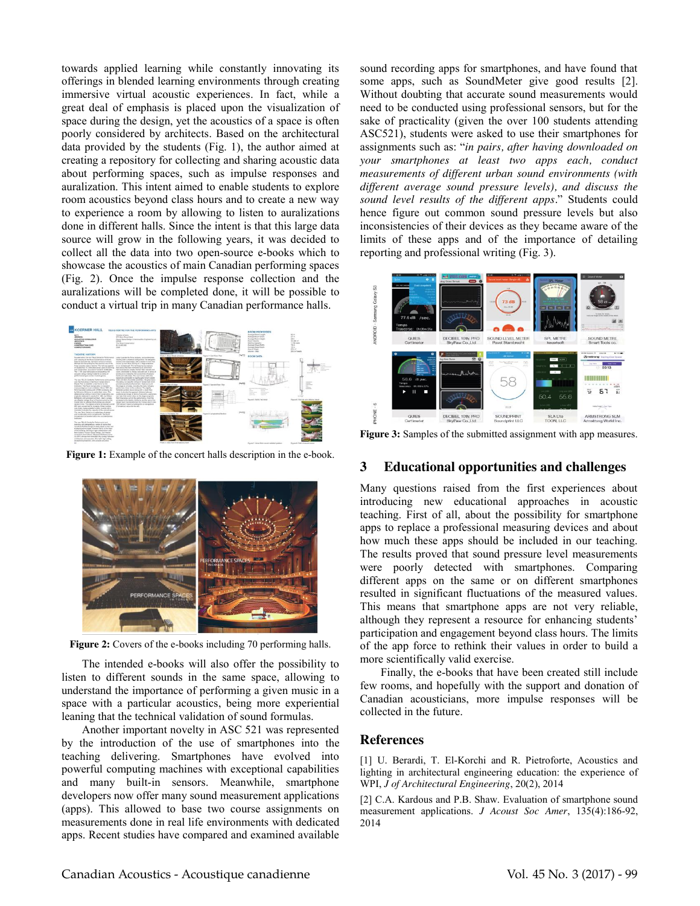towards applied learning while constantly innovating its offerings in blended learning environments through creating immersive virtual acoustic experiences. In fact, while a great deal of emphasis is placed upon the visualization of space during the design, yet the acoustics of a space is often poorly considered by architects. Based on the architectural data provided by the students (Fig. 1), the author aimed at creating a repository for collecting and sharing acoustic data about performing spaces, such as impulse responses and auralization. This intent aimed to enable students to explore room acoustics beyond class hours and to create a new way to experience a room by allowing to listen to auralizations done in different halls. Since the intent is that this large data source will grow in the following years, it was decided to collect all the data into two open-source e-books which to showcase the acoustics of main Canadian performing spaces (Fig. 2). Once the impulse response collection and the auralizations will be completed done, it will be possible to conduct a virtual trip in many Canadian performance halls.

**Figure 1:** Example of the concert halls description in the e-book.

**Figure 2:** Covers of the e-books including 70 performing halls.

The intended e-books will also offer the possibility to listen to different sounds in the same space, allowing to understand the importance of performing a given music in a space with a particular acoustics, being more experiential leaning that the technical validation of sound formulas.

Another important novelty in ASC 521 was represented by the introduction of the use of smartphones into the teaching delivering. Smartphones have evolved into powerful computing machines with exceptional capabilities and many built-in sensors. Meanwhile, smartphone developers now offer many sound measurement applications (apps). This allowed to base two course assignments on measurements done in real life environments with dedicated apps. Recent studies have compared and examined available sound recording apps for smartphones, and have found that some apps, such as SoundMeter give good results [2]. Without doubting that accurate sound measurements would need to be conducted using professional sensors, but for the sake of practicality (given the over 100 students attending ASC521), students were asked to use their smartphones for assignments such as: "*in pairs, after having downloaded on your smartphones at least two apps each, conduct measurements of different urban sound environments (with different average sound pressure levels), and discuss the sound level results of the different apps*." Students could hence figure out common sound pressure levels but also inconsistencies of their devices as they became aware of the limits of these apps and of the importance of detailing reporting and professional writing (Fig. 3).

**Figure 3:** Samples of the submitted assignment with app measures.

## 3 Educational opportunities and challenges

Many questions raised from the first experiences about introducing new educational approaches in acoustic teaching. First of all, about the possibility for smartphone apps to replace a professional measuring devices and about how much these apps should be included in our teaching. The results proved that sound pressure level measurements were poorly detected with smartphones. Comparing different apps on the same or on different smartphones resulted in significant fluctuations of the measured values. This means that smartphone apps are not very reliable, although they represent a resource for enhancing students' participation and engagement beyond class hours. The limits of the app force to rethink their values in order to build a more scientifically valid exercise.

Finally, the e-books that have been created still include few rooms, and hopefully with the support and donation of Canadian acousticians, more impulse responses will be collected in the future.

## References

[1] U. Berardi, T. El-Korchi and R. Pietroforte, Acoustics and lighting in architectural engineering education: the experience of WPI, *J of Architectural Engineering*, 20(2), 2014

[2] C.A. Kardous and P.B. Shaw. Evaluation of smartphone sound measurement applications. *J Acoust Soc Amer*, 135(4):186-92, 2014